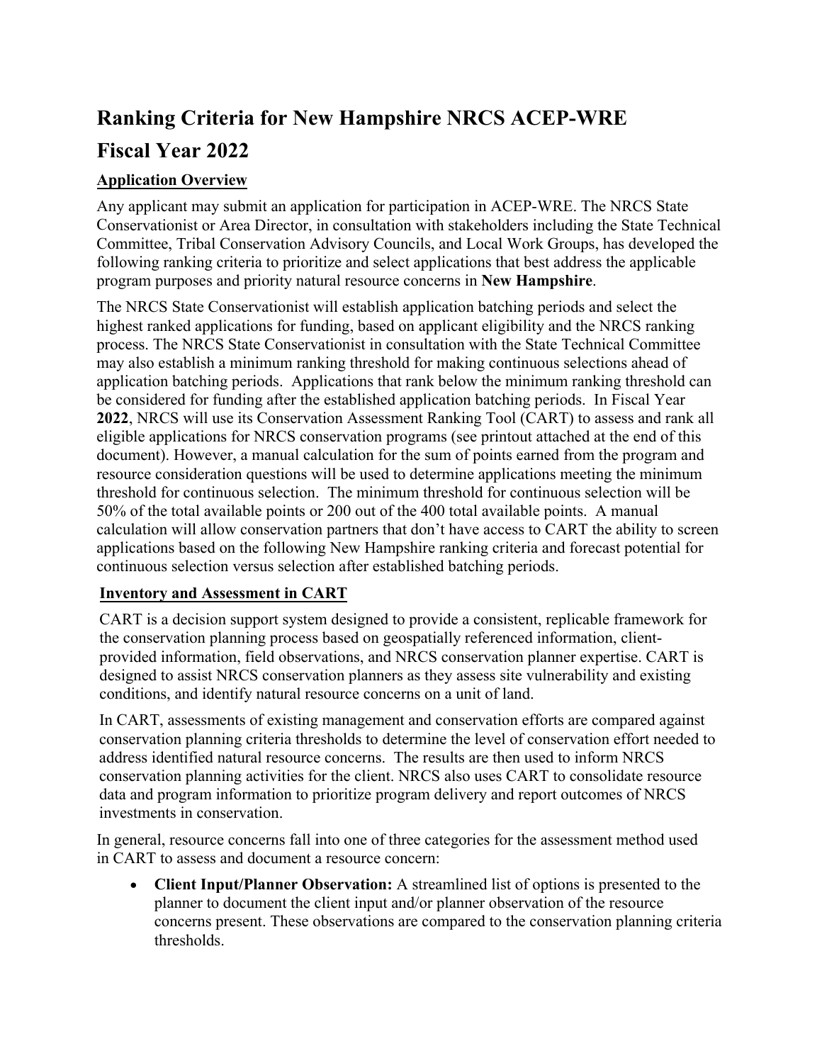# Ranking Criteria for New Hampshire NRCS ACEP-WRE

# Fiscal Year 2022

## Application Overview

Any applicant may submit an application for participation in ACEP-WRE. The NRCS State Conservationist or Area Director, in consultation with stakeholders including the State Technical Committee, Tribal Conservation Advisory Councils, and Local Work Groups, has developed the following ranking criteria to prioritize and select applications that best address the applicable program purposes and priority natural resource concerns in **New Hampshire**.

The NRCS State Conservationist will establish application batching periods and select the highest ranked applications for funding, based on applicant eligibility and the NRCS ranking process. The NRCS State Conservationist in consultation with the State Technical Committee may also establish a minimum ranking threshold for making continuous selections ahead of application batching periods. Applications that rank below the minimum ranking threshold can be considered for funding after the established application batching periods. In Fiscal Year **2022**, NRCS will use its Conservation Assessment Ranking Tool (CART) to assess and rank all eligible applications for NRCS conservation programs (see printout attached at the end of this document). However, a manual calculation for the sum of points earned from the program and resource consideration questions will be used to determine applications meeting the minimum threshold for continuous selection. The minimum threshold for continuous selection will be 50% of the total available points or 200 out of the 400 total available points. A manual calculation will allow conservation partners that don't have access to CART the ability to screen applications based on the following New Hampshire ranking criteria and forecast potential for continuous selection versus selection after established batching periods.

## Inventory and Assessment in CART

CART is a decision support system designed to provide a consistent, replicable framework for the conservation planning process based on geospatially referenced information, client-provided information, field observations, and NRCS conservation planner expertise. CART is designed to assist NRCS conservation planners as they assess site vulnerability and existing conditions, and identify natural resource concerns on a unit of land.

In CART, assessments of existing management and conservation efforts are compared against conservation planning criteria thresholds to determine the level of conservation effort needed to address identified natural resource concerns. The results are then used to inform NRCS conservation planning activities for the client. NRCS also uses CART to consolidate resource data and program information to prioritize program delivery and report outcomes of NRCS investments in conservation.

In general, resource concerns fall into one of three categories for the assessment method used in CART to assess and document a resource concern:

- **Client Input/Planner Observation:** A streamlined list of options is presented to the planner to document the client input and/or planner observation of the resource concerns present. These observations are compared to the conservation planning criteria thresholds.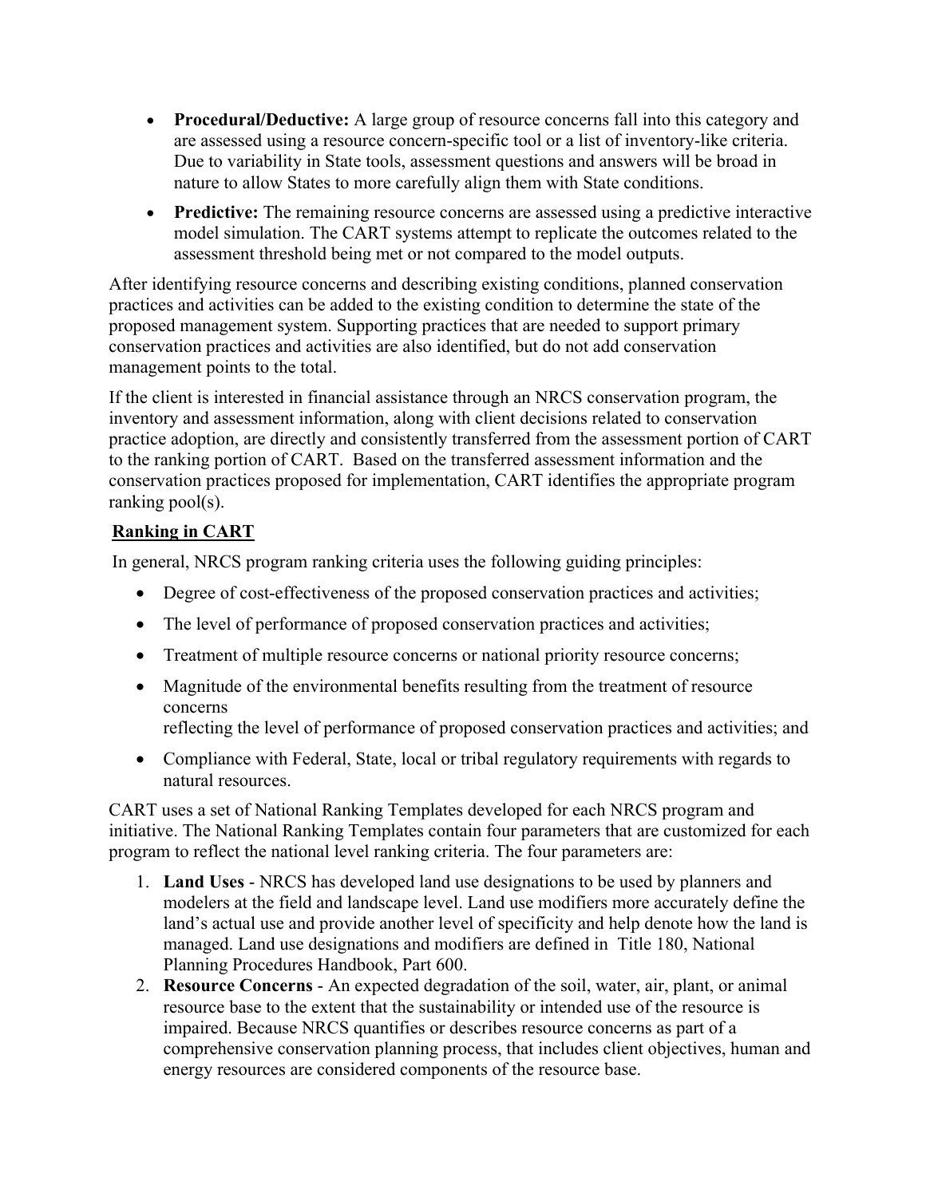- **Procedural/Deductive:** A large group of resource concerns fall into this category and are assessed using a resource concern-specific tool or a list of inventory-like criteria. Due to variability in State tools, assessment questions and answers will be broad in nature to allow States to more carefully align them with State conditions.
- **Predictive:** The remaining resource concerns are assessed using a predictive interactive model simulation. The CART systems attempt to replicate the outcomes related to the assessment threshold being met or not compared to the model outputs.

After identifying resource concerns and describing existing conditions, planned conservation practices and activities can be added to the existing condition to determine the state of the proposed management system. Supporting practices that are needed to support primary conservation practices and activities are also identified, but do not add conservation management points to the total.

If the client is interested in financial assistance through an NRCS conservation program, the inventory and assessment information, along with client decisions related to conservation practice adoption, are directly and consistently transferred from the assessment portion of CART to the ranking portion of CART. Based on the transferred assessment information and the conservation practices proposed for implementation, CART identifies the appropriate program ranking pool(s).

**Ranking in CART**

In general, NRCS program ranking criteria uses the following guiding principles:

- Degree of cost-effectiveness of the proposed conservation practices and activities;
- The level of performance of proposed conservation practices and activities;
- Treatment of multiple resource concerns or national priority resource concerns;
- Magnitude of the environmental benefits resulting from the treatment of resource concerns reflecting the level of performance of proposed conservation practices and activities; and
- Compliance with Federal, State, local or tribal regulatory requirements with regards to natural resources.

CART uses a set of National Ranking Templates developed for each NRCS program and initiative. The National Ranking Templates contain four parameters that are customized for each program to reflect the national level ranking criteria. The four parameters are:

1. **Land Uses** - NRCS has developed land use designations to be used by planners and modelers at the field and landscape level. Land use modifiers more accurately define the land's actual use and provide another level of specificity and help denote how the land is managed. Land use designations and modifiers are defined in Title 180, National Planning Procedures Handbook, Part 600.
2. **Resource Concerns** - An expected degradation of the soil, water, air, plant, or animal resource base to the extent that the sustainability or intended use of the resource is impaired. Because NRCS quantifies or describes resource concerns as part of a comprehensive conservation planning process, that includes client objectives, human and energy resources are considered components of the resource base.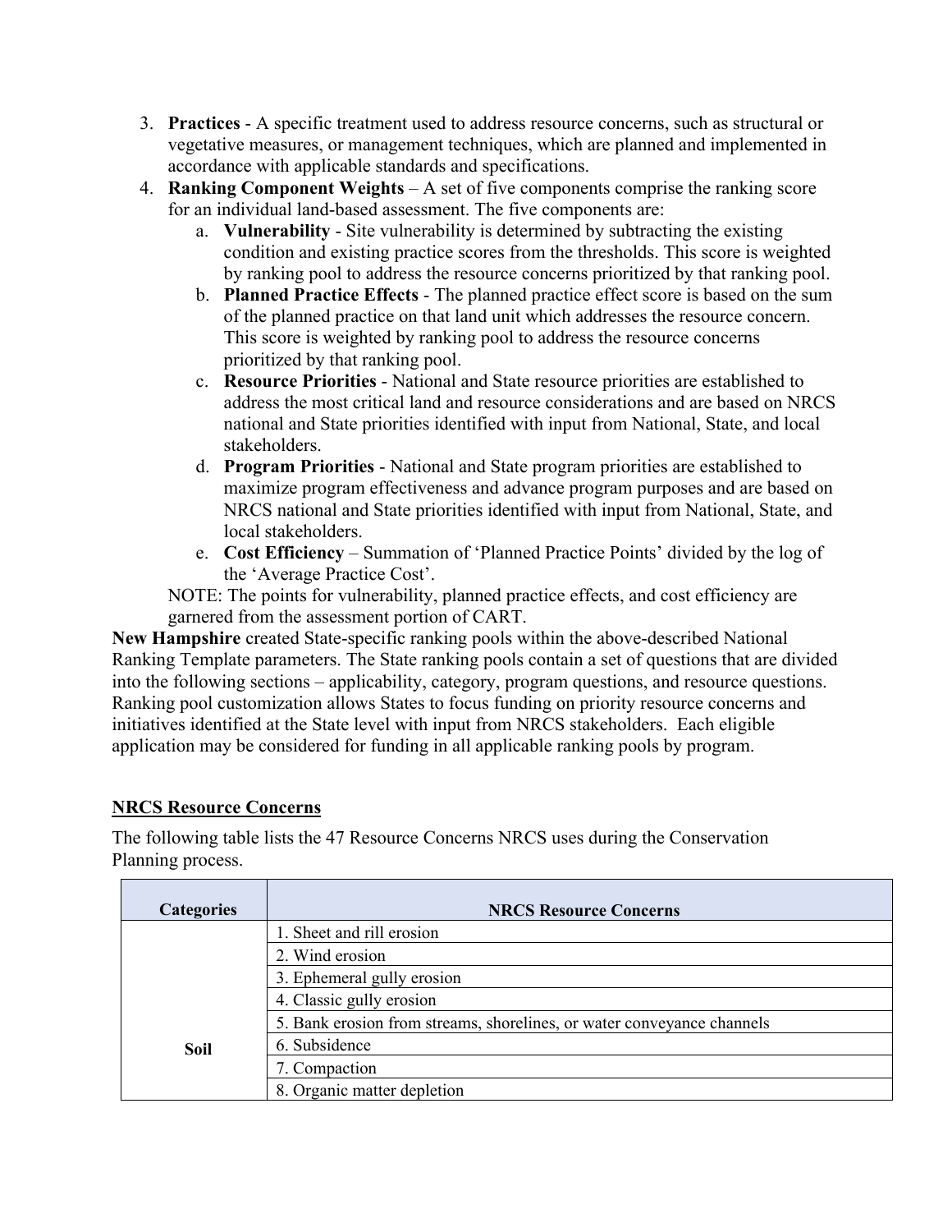3. **Practices** - A specific treatment used to address resource concerns, such as structural or vegetative measures, or management techniques, which are planned and implemented in accordance with applicable standards and specifications.
4. **Ranking Component Weights** – A set of five components comprise the ranking score for an individual land-based assessment. The five components are:
   a. **Vulnerability** - Site vulnerability is determined by subtracting the existing condition and existing practice scores from the thresholds. This score is weighted by ranking pool to address the resource concerns prioritized by that ranking pool.
   b. **Planned Practice Effects** - The planned practice effect score is based on the sum of the planned practice on that land unit which addresses the resource concern. This score is weighted by ranking pool to address the resource concerns prioritized by that ranking pool.
   c. **Resource Priorities** - National and State resource priorities are established to address the most critical land and resource considerations and are based on NRCS national and State priorities identified with input from National, State, and local stakeholders.
   d. **Program Priorities** - National and State program priorities are established to maximize program effectiveness and advance program purposes and are based on NRCS national and State priorities identified with input from National, State, and local stakeholders.
   e. **Cost Efficiency** – Summation of 'Planned Practice Points' divided by the log of the 'Average Practice Cost'.

   NOTE: The points for vulnerability, planned practice effects, and cost efficiency are garnered from the assessment portion of CART.

**New Hampshire** created State-specific ranking pools within the above-described National Ranking Template parameters. The State ranking pools contain a set of questions that are divided into the following sections – applicability, category, program questions, and resource questions. Ranking pool customization allows States to focus funding on priority resource concerns and initiatives identified at the State level with input from NRCS stakeholders. Each eligible application may be considered for funding in all applicable ranking pools by program.

## NRCS Resource Concerns

The following table lists the 47 Resource Concerns NRCS uses during the Conservation Planning process.

| Categories | NRCS Resource Concerns |
|---|---|
| Soil | 1. Sheet and rill erosion |
| | 2. Wind erosion |
| | 3. Ephemeral gully erosion |
| | 4. Classic gully erosion |
| | 5. Bank erosion from streams, shorelines, or water conveyance channels |
| | 6. Subsidence |
| | 7. Compaction |
| | 8. Organic matter depletion |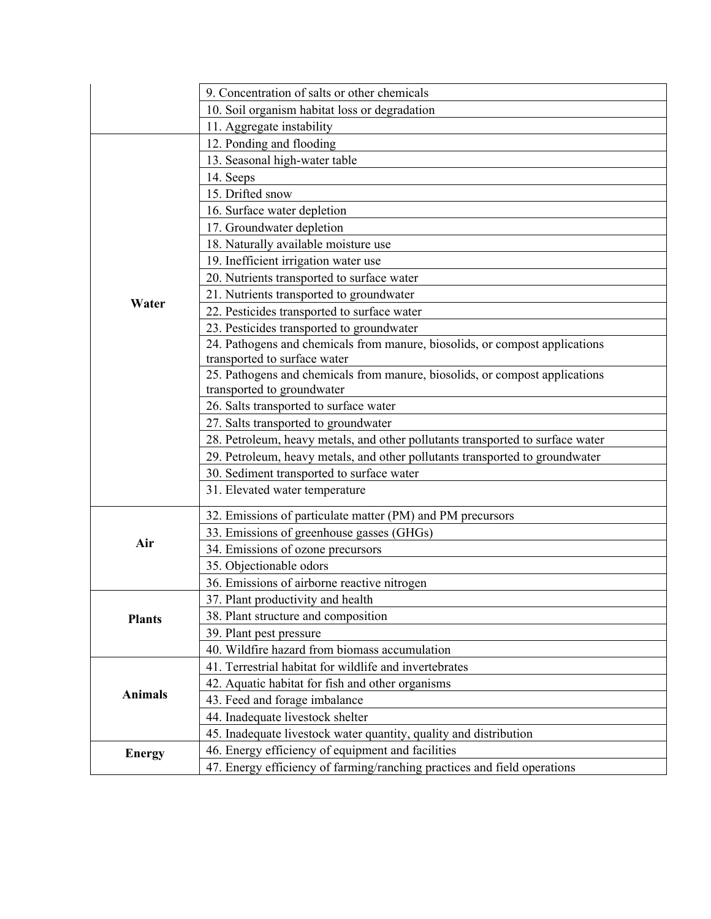| | |
|---|---|
| | 9. Concentration of salts or other chemicals |
| | 10. Soil organism habitat loss or degradation |
| | 11. Aggregate instability |
| **Water** | 12. Ponding and flooding |
| | 13. Seasonal high-water table |
| | 14. Seeps |
| | 15. Drifted snow |
| | 16. Surface water depletion |
| | 17. Groundwater depletion |
| | 18. Naturally available moisture use |
| | 19. Inefficient irrigation water use |
| | 20. Nutrients transported to surface water |
| | 21. Nutrients transported to groundwater |
| | 22. Pesticides transported to surface water |
| | 23. Pesticides transported to groundwater |
| | 24. Pathogens and chemicals from manure, biosolids, or compost applications transported to surface water |
| | 25. Pathogens and chemicals from manure, biosolids, or compost applications transported to groundwater |
| | 26. Salts transported to surface water |
| | 27. Salts transported to groundwater |
| | 28. Petroleum, heavy metals, and other pollutants transported to surface water |
| | 29. Petroleum, heavy metals, and other pollutants transported to groundwater |
| | 30. Sediment transported to surface water |
| | 31. Elevated water temperature |
| **Air** | 32. Emissions of particulate matter (PM) and PM precursors |
| | 33. Emissions of greenhouse gasses (GHGs) |
| | 34. Emissions of ozone precursors |
| | 35. Objectionable odors |
| | 36. Emissions of airborne reactive nitrogen |
| **Plants** | 37. Plant productivity and health |
| | 38. Plant structure and composition |
| | 39. Plant pest pressure |
| | 40. Wildfire hazard from biomass accumulation |
| **Animals** | 41. Terrestrial habitat for wildlife and invertebrates |
| | 42. Aquatic habitat for fish and other organisms |
| | 43. Feed and forage imbalance |
| | 44. Inadequate livestock shelter |
| | 45. Inadequate livestock water quantity, quality and distribution |
| **Energy** | 46. Energy efficiency of equipment and facilities |
| | 47. Energy efficiency of farming/ranching practices and field operations |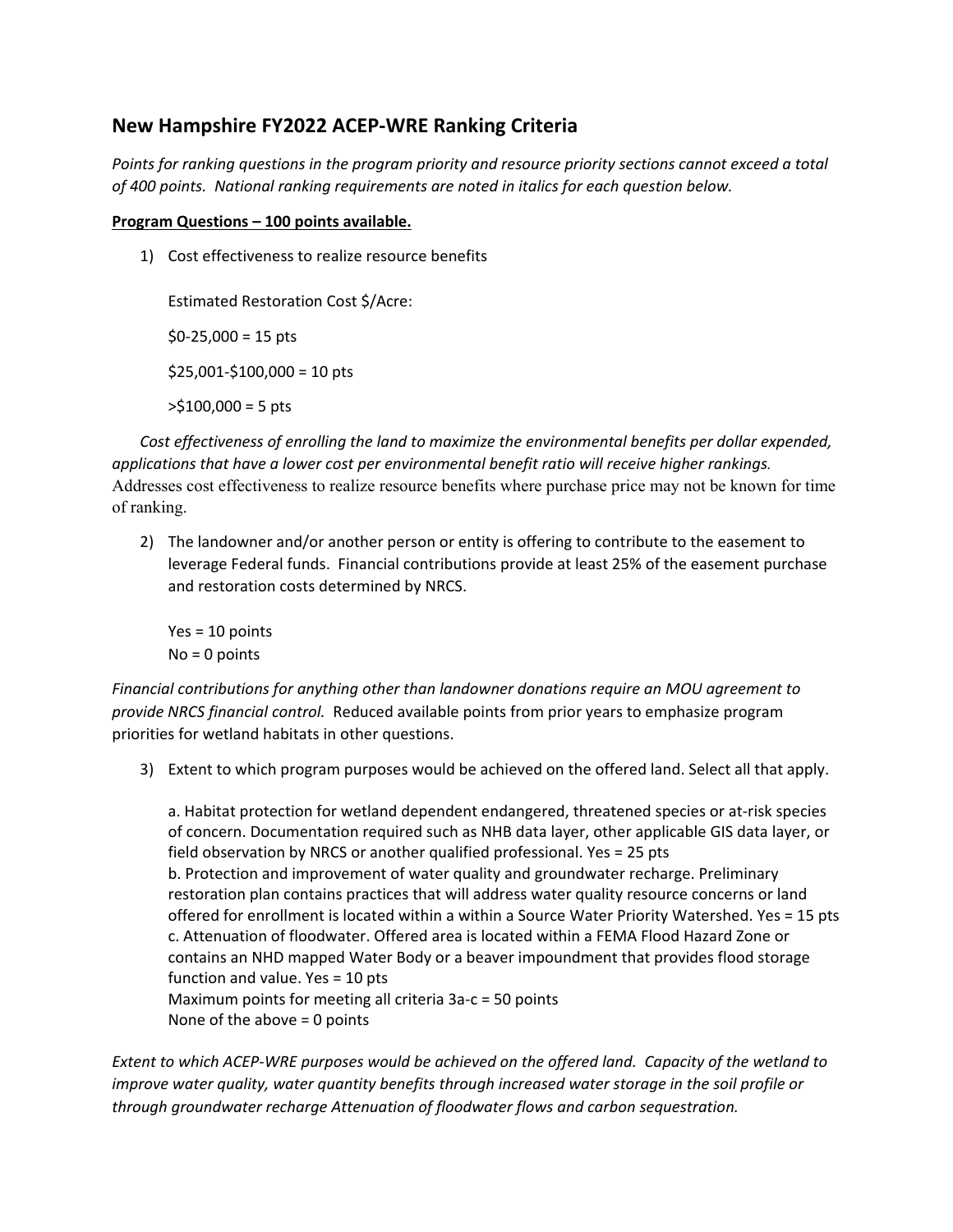## New Hampshire FY2022 ACEP-WRE Ranking Criteria

*Points for ranking questions in the program priority and resource priority sections cannot exceed a total of 400 points. National ranking requirements are noted in italics for each question below.*

**<u>Program Questions – 100 points available.</u>**

1) Cost effectiveness to realize resource benefits

   Estimated Restoration Cost $/Acre:

   $0-25,000 = 15 pts

   $25,001-$100,000 = 10 pts

   >$100,000 = 5 pts

*Cost effectiveness of enrolling the land to maximize the environmental benefits per dollar expended, applications that have a lower cost per environmental benefit ratio will receive higher rankings.* Addresses cost effectiveness to realize resource benefits where purchase price may not be known for time of ranking.

2) The landowner and/or another person or entity is offering to contribute to the easement to leverage Federal funds. Financial contributions provide at least 25% of the easement purchase and restoration costs determined by NRCS.

   Yes = 10 points
   No = 0 points

*Financial contributions for anything other than landowner donations require an MOU agreement to provide NRCS financial control.* Reduced available points from prior years to emphasize program priorities for wetland habitats in other questions.

3) Extent to which program purposes would be achieved on the offered land. Select all that apply.

   a. Habitat protection for wetland dependent endangered, threatened species or at-risk species of concern. Documentation required such as NHB data layer, other applicable GIS data layer, or field observation by NRCS or another qualified professional. Yes = 25 pts
   b. Protection and improvement of water quality and groundwater recharge. Preliminary restoration plan contains practices that will address water quality resource concerns or land offered for enrollment is located within a within a Source Water Priority Watershed. Yes = 15 pts
   c. Attenuation of floodwater. Offered area is located within a FEMA Flood Hazard Zone or contains an NHD mapped Water Body or a beaver impoundment that provides flood storage function and value. Yes = 10 pts
   Maximum points for meeting all criteria 3a-c = 50 points
   None of the above = 0 points

*Extent to which ACEP-WRE purposes would be achieved on the offered land. Capacity of the wetland to improve water quality, water quantity benefits through increased water storage in the soil profile or through groundwater recharge Attenuation of floodwater flows and carbon sequestration.*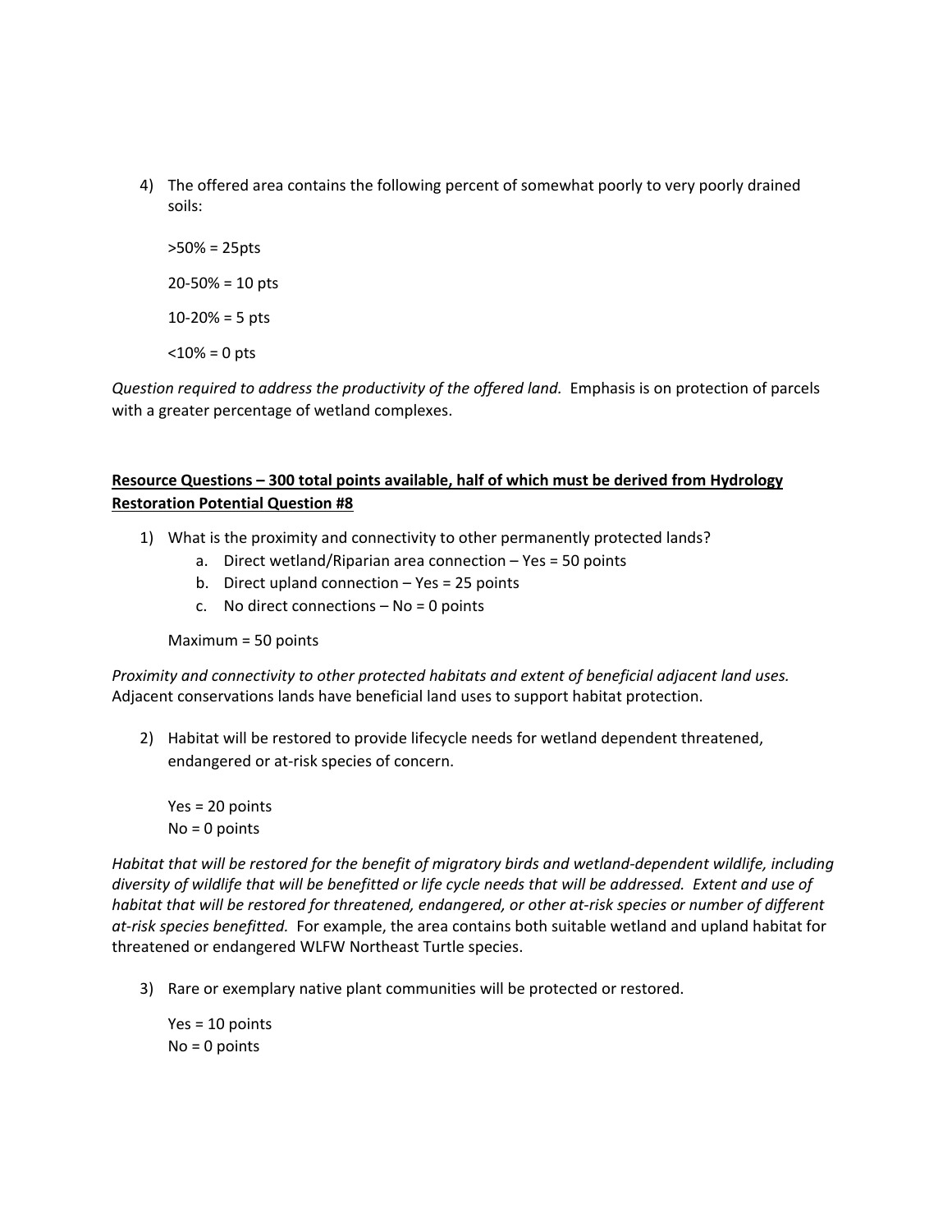4) The offered area contains the following percent of somewhat poorly to very poorly drained soils:

   >50% = 25pts

   20-50% = 10 pts

   10-20% = 5 pts

   <10% = 0 pts

*Question required to address the productivity of the offered land.* Emphasis is on protection of parcels with a greater percentage of wetland complexes.

**<u>Resource Questions – 300 total points available, half of which must be derived from Hydrology Restoration Potential Question #8</u>**

1) What is the proximity and connectivity to other permanently protected lands?
   a. Direct wetland/Riparian area connection – Yes = 50 points
   b. Direct upland connection – Yes = 25 points
   c. No direct connections – No = 0 points

   Maximum = 50 points

*Proximity and connectivity to other protected habitats and extent of beneficial adjacent land uses.* Adjacent conservations lands have beneficial land uses to support habitat protection.

2) Habitat will be restored to provide lifecycle needs for wetland dependent threatened, endangered or at-risk species of concern.

   Yes = 20 points
   No = 0 points

*Habitat that will be restored for the benefit of migratory birds and wetland-dependent wildlife, including diversity of wildlife that will be benefitted or life cycle needs that will be addressed. Extent and use of habitat that will be restored for threatened, endangered, or other at-risk species or number of different at-risk species benefitted.* For example, the area contains both suitable wetland and upland habitat for threatened or endangered WLFW Northeast Turtle species.

3) Rare or exemplary native plant communities will be protected or restored.

   Yes = 10 points
   No = 0 points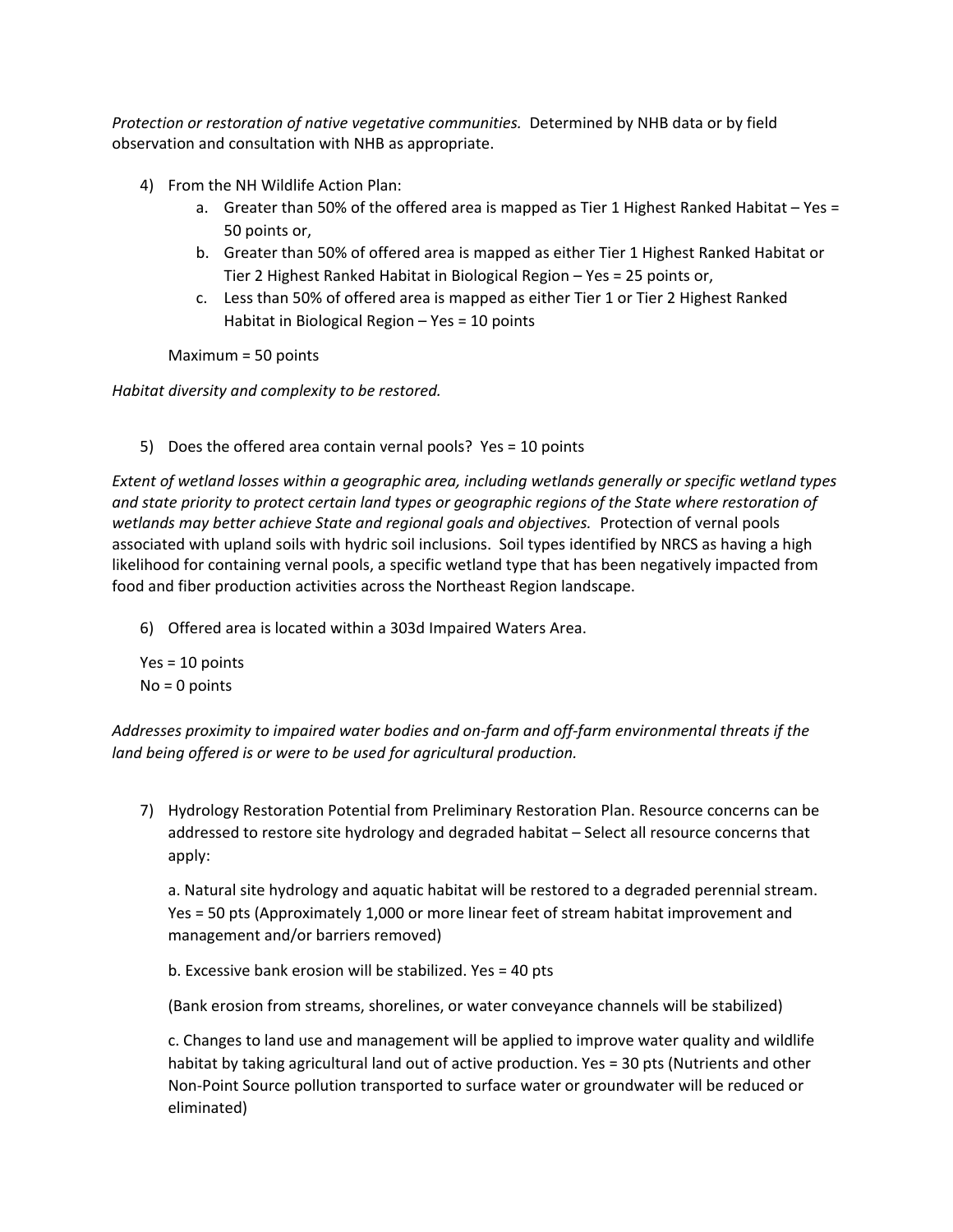*Protection or restoration of native vegetative communities.* Determined by NHB data or by field observation and consultation with NHB as appropriate.

4) From the NH Wildlife Action Plan:
    a. Greater than 50% of the offered area is mapped as Tier 1 Highest Ranked Habitat – Yes = 50 points or,
    b. Greater than 50% of offered area is mapped as either Tier 1 Highest Ranked Habitat or Tier 2 Highest Ranked Habitat in Biological Region – Yes = 25 points or,
    c. Less than 50% of offered area is mapped as either Tier 1 or Tier 2 Highest Ranked Habitat in Biological Region – Yes = 10 points

    Maximum = 50 points

*Habitat diversity and complexity to be restored.*

5) Does the offered area contain vernal pools? Yes = 10 points

*Extent of wetland losses within a geographic area, including wetlands generally or specific wetland types and state priority to protect certain land types or geographic regions of the State where restoration of wetlands may better achieve State and regional goals and objectives.* Protection of vernal pools associated with upland soils with hydric soil inclusions. Soil types identified by NRCS as having a high likelihood for containing vernal pools, a specific wetland type that has been negatively impacted from food and fiber production activities across the Northeast Region landscape.

6) Offered area is located within a 303d Impaired Waters Area.

    Yes = 10 points
    No = 0 points

*Addresses proximity to impaired water bodies and on-farm and off-farm environmental threats if the land being offered is or were to be used for agricultural production.*

7) Hydrology Restoration Potential from Preliminary Restoration Plan. Resource concerns can be addressed to restore site hydrology and degraded habitat – Select all resource concerns that apply:

    a. Natural site hydrology and aquatic habitat will be restored to a degraded perennial stream. Yes = 50 pts (Approximately 1,000 or more linear feet of stream habitat improvement and management and/or barriers removed)

    b. Excessive bank erosion will be stabilized. Yes = 40 pts

    (Bank erosion from streams, shorelines, or water conveyance channels will be stabilized)

    c. Changes to land use and management will be applied to improve water quality and wildlife habitat by taking agricultural land out of active production. Yes = 30 pts (Nutrients and other Non-Point Source pollution transported to surface water or groundwater will be reduced or eliminated)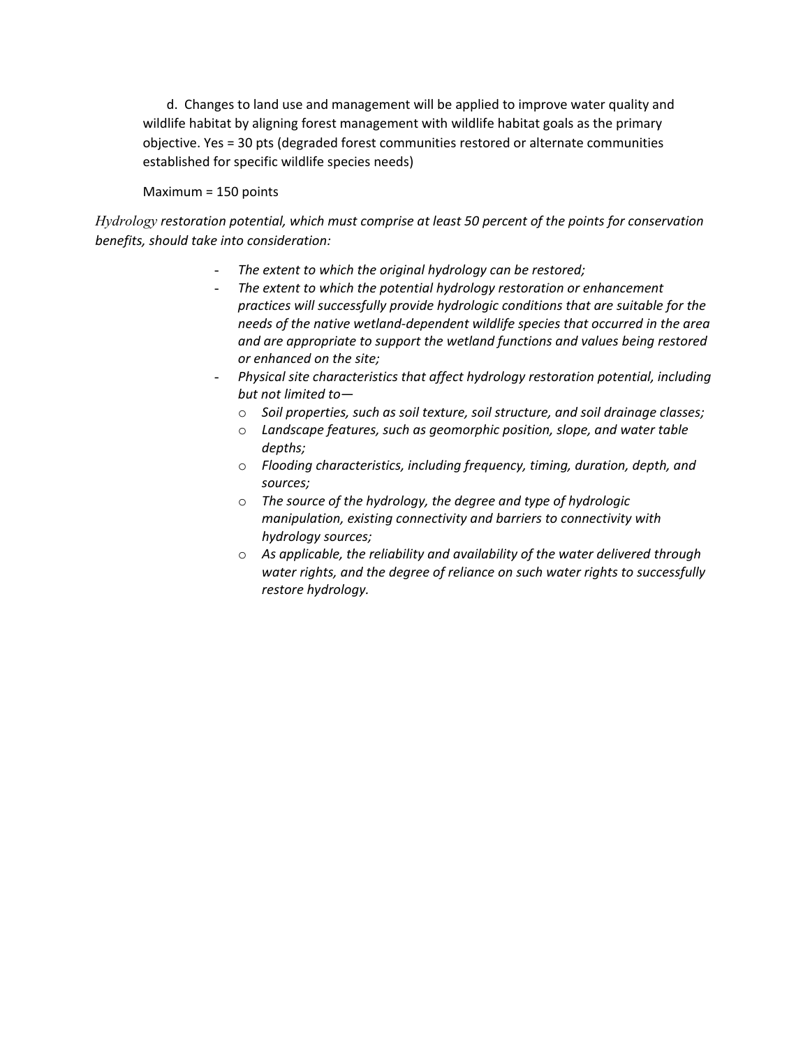d. Changes to land use and management will be applied to improve water quality and wildlife habitat by aligning forest management with wildlife habitat goals as the primary objective. Yes = 30 pts (degraded forest communities restored or alternate communities established for specific wildlife species needs)

Maximum = 150 points

*Hydrology restoration potential, which must comprise at least 50 percent of the points for conservation benefits, should take into consideration:*

- *The extent to which the original hydrology can be restored;*
- *The extent to which the potential hydrology restoration or enhancement practices will successfully provide hydrologic conditions that are suitable for the needs of the native wetland-dependent wildlife species that occurred in the area and are appropriate to support the wetland functions and values being restored or enhanced on the site;*
- *Physical site characteristics that affect hydrology restoration potential, including but not limited to—*
  - *Soil properties, such as soil texture, soil structure, and soil drainage classes;*
  - *Landscape features, such as geomorphic position, slope, and water table depths;*
  - *Flooding characteristics, including frequency, timing, duration, depth, and sources;*
  - *The source of the hydrology, the degree and type of hydrologic manipulation, existing connectivity and barriers to connectivity with hydrology sources;*
  - *As applicable, the reliability and availability of the water delivered through water rights, and the degree of reliance on such water rights to successfully restore hydrology.*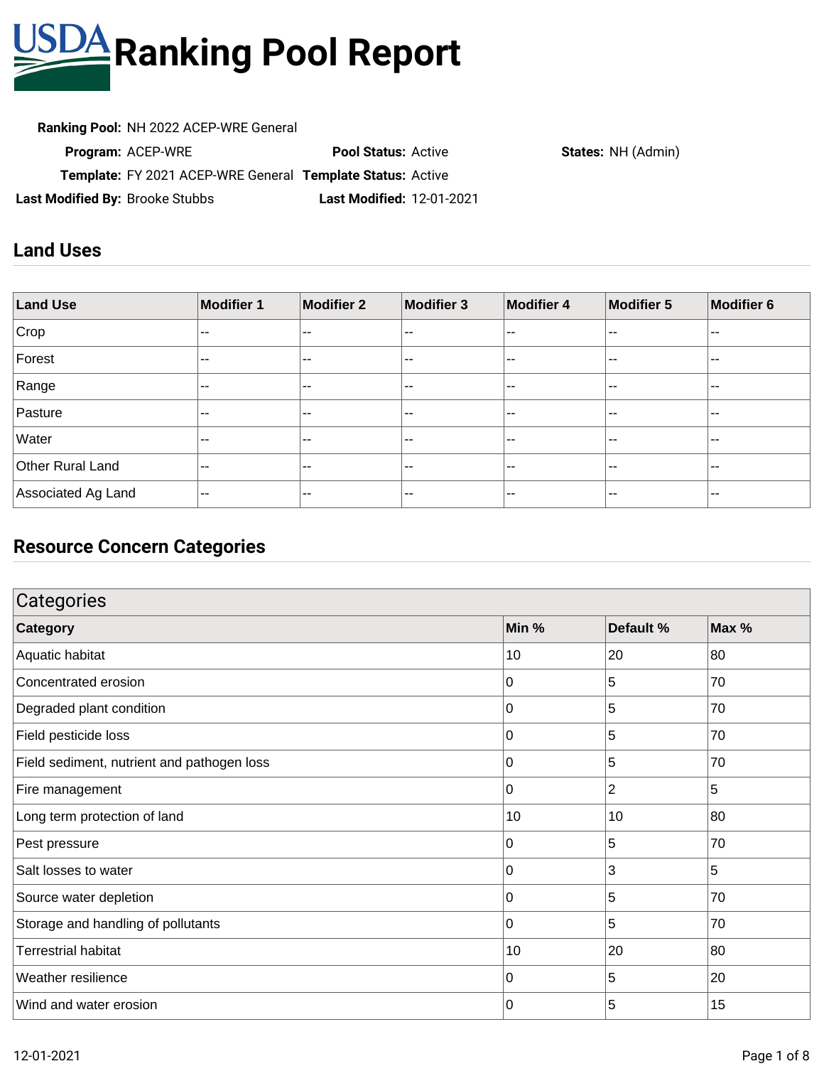# Ranking Pool Report

**Ranking Pool:** NH 2022 ACEP-WRE General

**Program:** ACEP-WRE | **Pool Status:** Active | **States:** NH (Admin)

**Template:** FY 2021 ACEP-WRE General | **Template Status:** Active

**Last Modified By:** Brooke Stubbs | **Last Modified:** 12-01-2021

## Land Uses

| Land Use | Modifier 1 | Modifier 2 | Modifier 3 | Modifier 4 | Modifier 5 | Modifier 6 |
|---|---|---|---|---|---|---|
| Crop | -- | -- | -- | -- | -- | -- |
| Forest | -- | -- | -- | -- | -- | -- |
| Range | -- | -- | -- | -- | -- | -- |
| Pasture | -- | -- | -- | -- | -- | -- |
| Water | -- | -- | -- | -- | -- | -- |
| Other Rural Land | -- | -- | -- | -- | -- | -- |
| Associated Ag Land | -- | -- | -- | -- | -- | -- |

## Resource Concern Categories

| Categories | | | |
|---|---|---|---|
| **Category** | **Min %** | **Default %** | **Max %** |
| Aquatic habitat | 10 | 20 | 80 |
| Concentrated erosion | 0 | 5 | 70 |
| Degraded plant condition | 0 | 5 | 70 |
| Field pesticide loss | 0 | 5 | 70 |
| Field sediment, nutrient and pathogen loss | 0 | 5 | 70 |
| Fire management | 0 | 2 | 5 |
| Long term protection of land | 10 | 10 | 80 |
| Pest pressure | 0 | 5 | 70 |
| Salt losses to water | 0 | 3 | 5 |
| Source water depletion | 0 | 5 | 70 |
| Storage and handling of pollutants | 0 | 5 | 70 |
| Terrestrial habitat | 10 | 20 | 80 |
| Weather resilience | 0 | 5 | 20 |
| Wind and water erosion | 0 | 5 | 15 |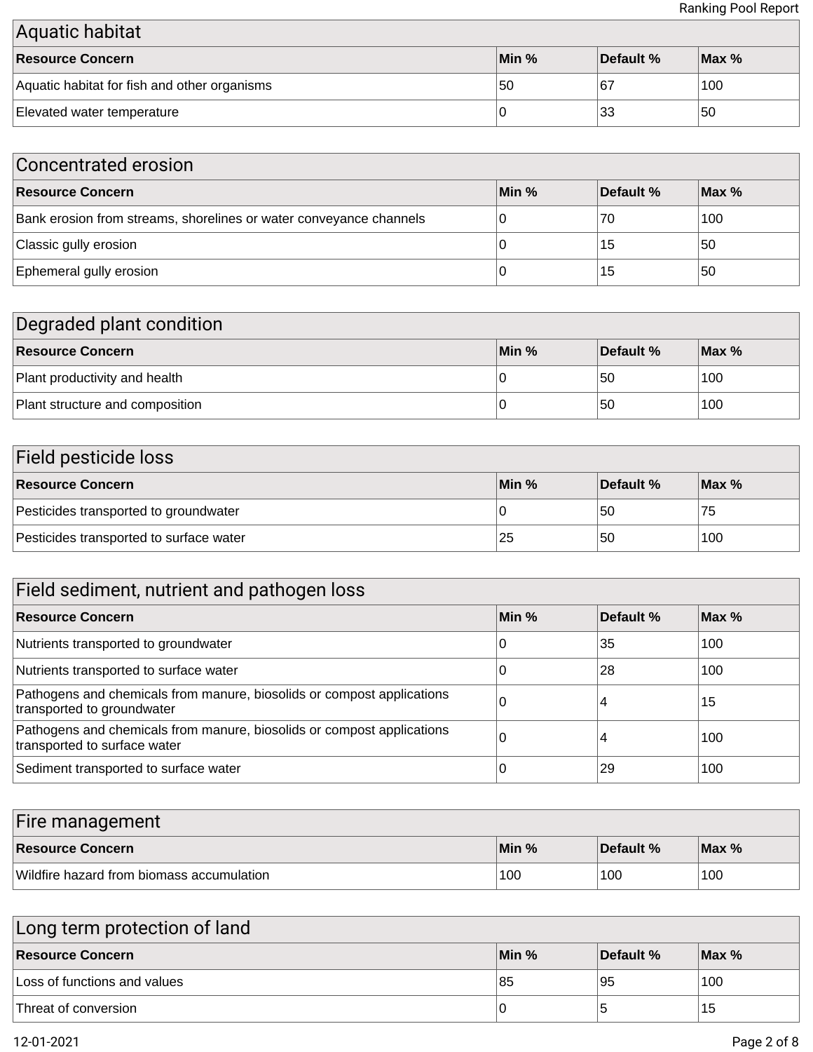## Aquatic habitat

| Resource Concern | Min % | Default % | Max % |
|---|---|---|---|
| Aquatic habitat for fish and other organisms | 50 | 67 | 100 |
| Elevated water temperature | 0 | 33 | 50 |

## Concentrated erosion

| Resource Concern | Min % | Default % | Max % |
|---|---|---|---|
| Bank erosion from streams, shorelines or water conveyance channels | 0 | 70 | 100 |
| Classic gully erosion | 0 | 15 | 50 |
| Ephemeral gully erosion | 0 | 15 | 50 |

## Degraded plant condition

| Resource Concern | Min % | Default % | Max % |
|---|---|---|---|
| Plant productivity and health | 0 | 50 | 100 |
| Plant structure and composition | 0 | 50 | 100 |

## Field pesticide loss

| Resource Concern | Min % | Default % | Max % |
|---|---|---|---|
| Pesticides transported to groundwater | 0 | 50 | 75 |
| Pesticides transported to surface water | 25 | 50 | 100 |

## Field sediment, nutrient and pathogen loss

| Resource Concern | Min % | Default % | Max % |
|---|---|---|---|
| Nutrients transported to groundwater | 0 | 35 | 100 |
| Nutrients transported to surface water | 0 | 28 | 100 |
| Pathogens and chemicals from manure, biosolids or compost applications transported to groundwater | 0 | 4 | 15 |
| Pathogens and chemicals from manure, biosolids or compost applications transported to surface water | 0 | 4 | 100 |
| Sediment transported to surface water | 0 | 29 | 100 |

## Fire management

| Resource Concern | Min % | Default % | Max % |
|---|---|---|---|
| Wildfire hazard from biomass accumulation | 100 | 100 | 100 |

## Long term protection of land

| Resource Concern | Min % | Default % | Max % |
|---|---|---|---|
| Loss of functions and values | 85 | 95 | 100 |
| Threat of conversion | 0 | 5 | 15 |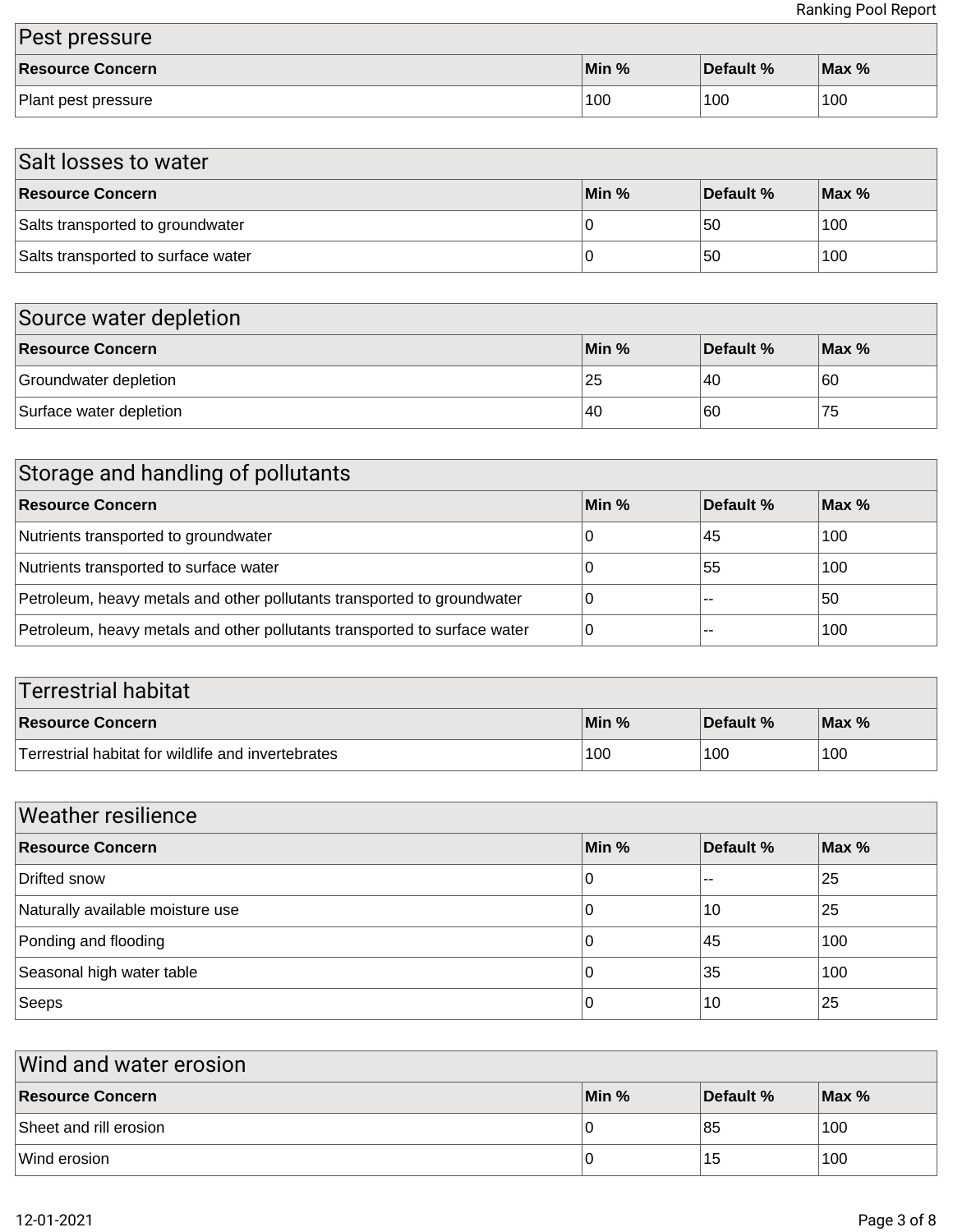## Pest pressure

| Resource Concern | Min % | Default % | Max % |
| --- | --- | --- | --- |
| Plant pest pressure | 100 | 100 | 100 |

## Salt losses to water

| Resource Concern | Min % | Default % | Max % |
| --- | --- | --- | --- |
| Salts transported to groundwater | 0 | 50 | 100 |
| Salts transported to surface water | 0 | 50 | 100 |

## Source water depletion

| Resource Concern | Min % | Default % | Max % |
| --- | --- | --- | --- |
| Groundwater depletion | 25 | 40 | 60 |
| Surface water depletion | 40 | 60 | 75 |

## Storage and handling of pollutants

| Resource Concern | Min % | Default % | Max % |
| --- | --- | --- | --- |
| Nutrients transported to groundwater | 0 | 45 | 100 |
| Nutrients transported to surface water | 0 | 55 | 100 |
| Petroleum, heavy metals and other pollutants transported to groundwater | 0 | -- | 50 |
| Petroleum, heavy metals and other pollutants transported to surface water | 0 | -- | 100 |

## Terrestrial habitat

| Resource Concern | Min % | Default % | Max % |
| --- | --- | --- | --- |
| Terrestrial habitat for wildlife and invertebrates | 100 | 100 | 100 |

## Weather resilience

| Resource Concern | Min % | Default % | Max % |
| --- | --- | --- | --- |
| Drifted snow | 0 | -- | 25 |
| Naturally available moisture use | 0 | 10 | 25 |
| Ponding and flooding | 0 | 45 | 100 |
| Seasonal high water table | 0 | 35 | 100 |
| Seeps | 0 | 10 | 25 |

## Wind and water erosion

| Resource Concern | Min % | Default % | Max % |
| --- | --- | --- | --- |
| Sheet and rill erosion | 0 | 85 | 100 |
| Wind erosion | 0 | 15 | 100 |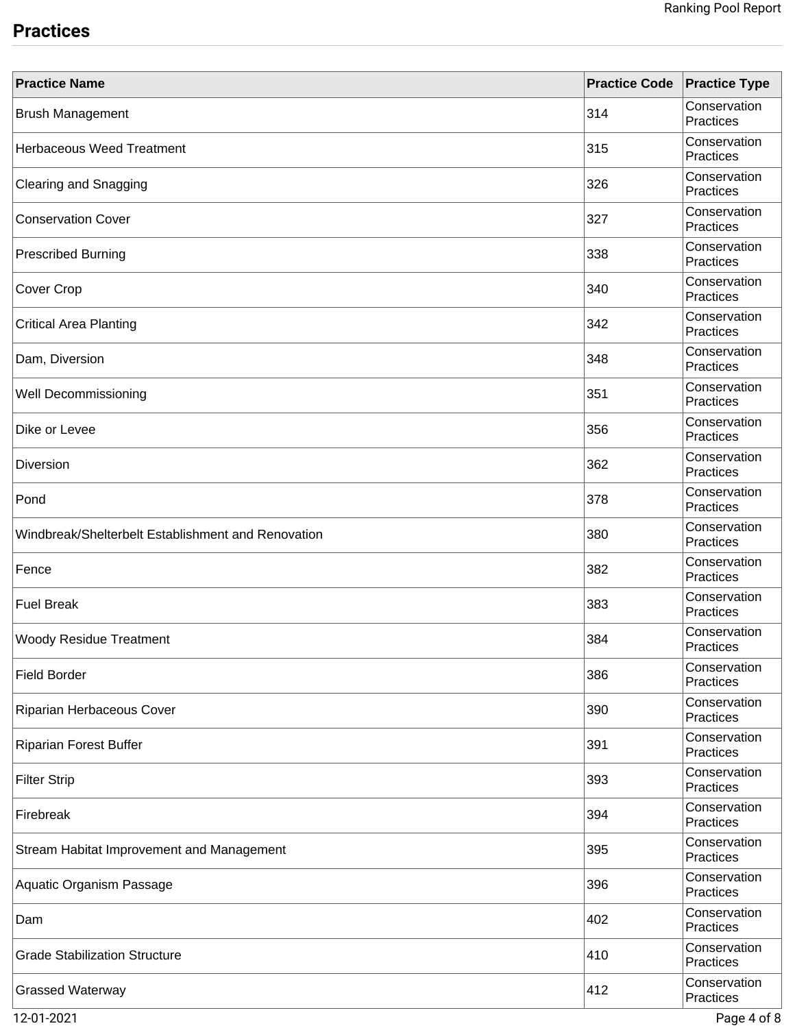## Practices

| Practice Name | Practice Code | Practice Type |
|---|---|---|
| Brush Management | 314 | Conservation Practices |
| Herbaceous Weed Treatment | 315 | Conservation Practices |
| Clearing and Snagging | 326 | Conservation Practices |
| Conservation Cover | 327 | Conservation Practices |
| Prescribed Burning | 338 | Conservation Practices |
| Cover Crop | 340 | Conservation Practices |
| Critical Area Planting | 342 | Conservation Practices |
| Dam, Diversion | 348 | Conservation Practices |
| Well Decommissioning | 351 | Conservation Practices |
| Dike or Levee | 356 | Conservation Practices |
| Diversion | 362 | Conservation Practices |
| Pond | 378 | Conservation Practices |
| Windbreak/Shelterbelt Establishment and Renovation | 380 | Conservation Practices |
| Fence | 382 | Conservation Practices |
| Fuel Break | 383 | Conservation Practices |
| Woody Residue Treatment | 384 | Conservation Practices |
| Field Border | 386 | Conservation Practices |
| Riparian Herbaceous Cover | 390 | Conservation Practices |
| Riparian Forest Buffer | 391 | Conservation Practices |
| Filter Strip | 393 | Conservation Practices |
| Firebreak | 394 | Conservation Practices |
| Stream Habitat Improvement and Management | 395 | Conservation Practices |
| Aquatic Organism Passage | 396 | Conservation Practices |
| Dam | 402 | Conservation Practices |
| Grade Stabilization Structure | 410 | Conservation Practices |
| Grassed Waterway | 412 | Conservation Practices |

12-01-2021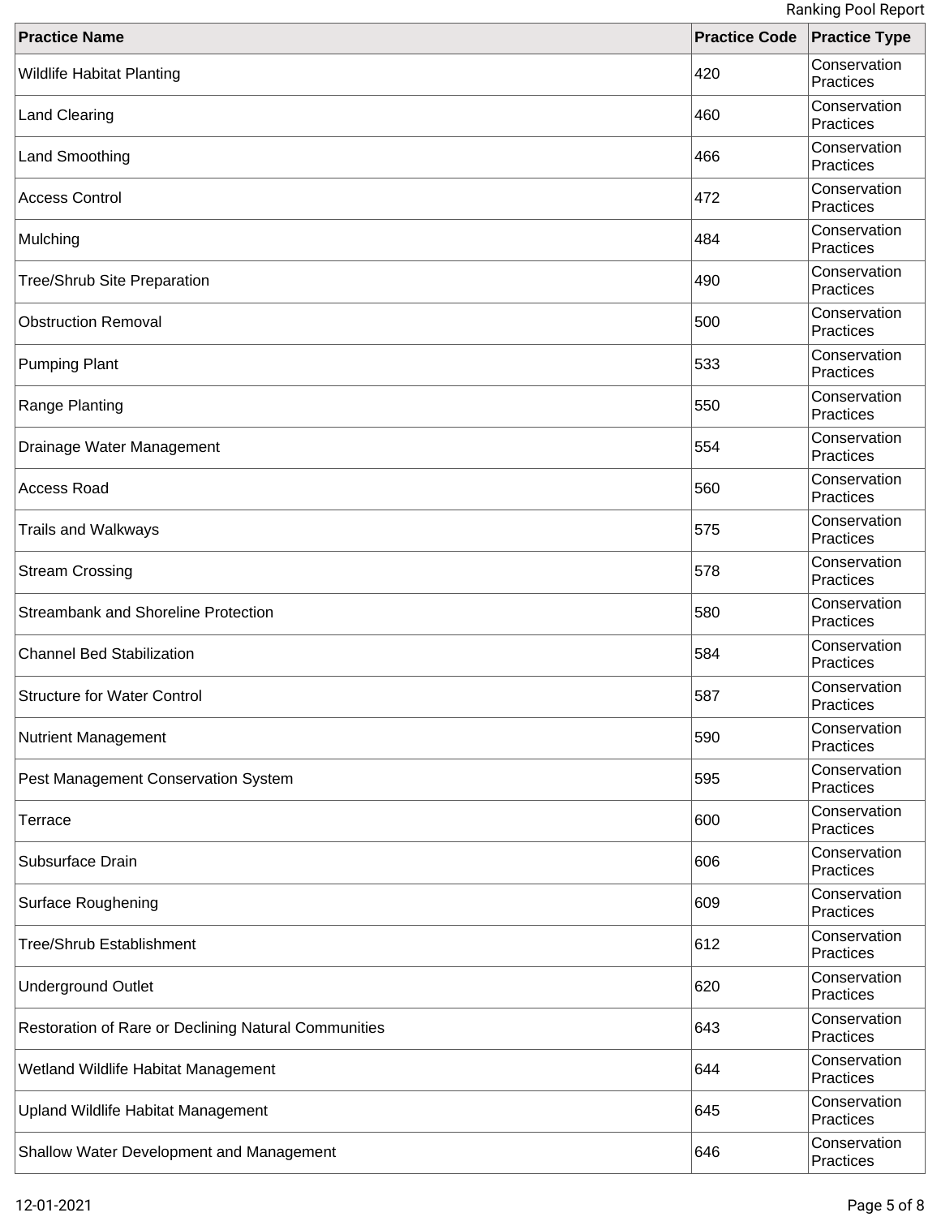| Practice Name | Practice Code | Practice Type |
|---|---|---|
| Wildlife Habitat Planting | 420 | Conservation Practices |
| Land Clearing | 460 | Conservation Practices |
| Land Smoothing | 466 | Conservation Practices |
| Access Control | 472 | Conservation Practices |
| Mulching | 484 | Conservation Practices |
| Tree/Shrub Site Preparation | 490 | Conservation Practices |
| Obstruction Removal | 500 | Conservation Practices |
| Pumping Plant | 533 | Conservation Practices |
| Range Planting | 550 | Conservation Practices |
| Drainage Water Management | 554 | Conservation Practices |
| Access Road | 560 | Conservation Practices |
| Trails and Walkways | 575 | Conservation Practices |
| Stream Crossing | 578 | Conservation Practices |
| Streambank and Shoreline Protection | 580 | Conservation Practices |
| Channel Bed Stabilization | 584 | Conservation Practices |
| Structure for Water Control | 587 | Conservation Practices |
| Nutrient Management | 590 | Conservation Practices |
| Pest Management Conservation System | 595 | Conservation Practices |
| Terrace | 600 | Conservation Practices |
| Subsurface Drain | 606 | Conservation Practices |
| Surface Roughening | 609 | Conservation Practices |
| Tree/Shrub Establishment | 612 | Conservation Practices |
| Underground Outlet | 620 | Conservation Practices |
| Restoration of Rare or Declining Natural Communities | 643 | Conservation Practices |
| Wetland Wildlife Habitat Management | 644 | Conservation Practices |
| Upland Wildlife Habitat Management | 645 | Conservation Practices |
| Shallow Water Development and Management | 646 | Conservation Practices |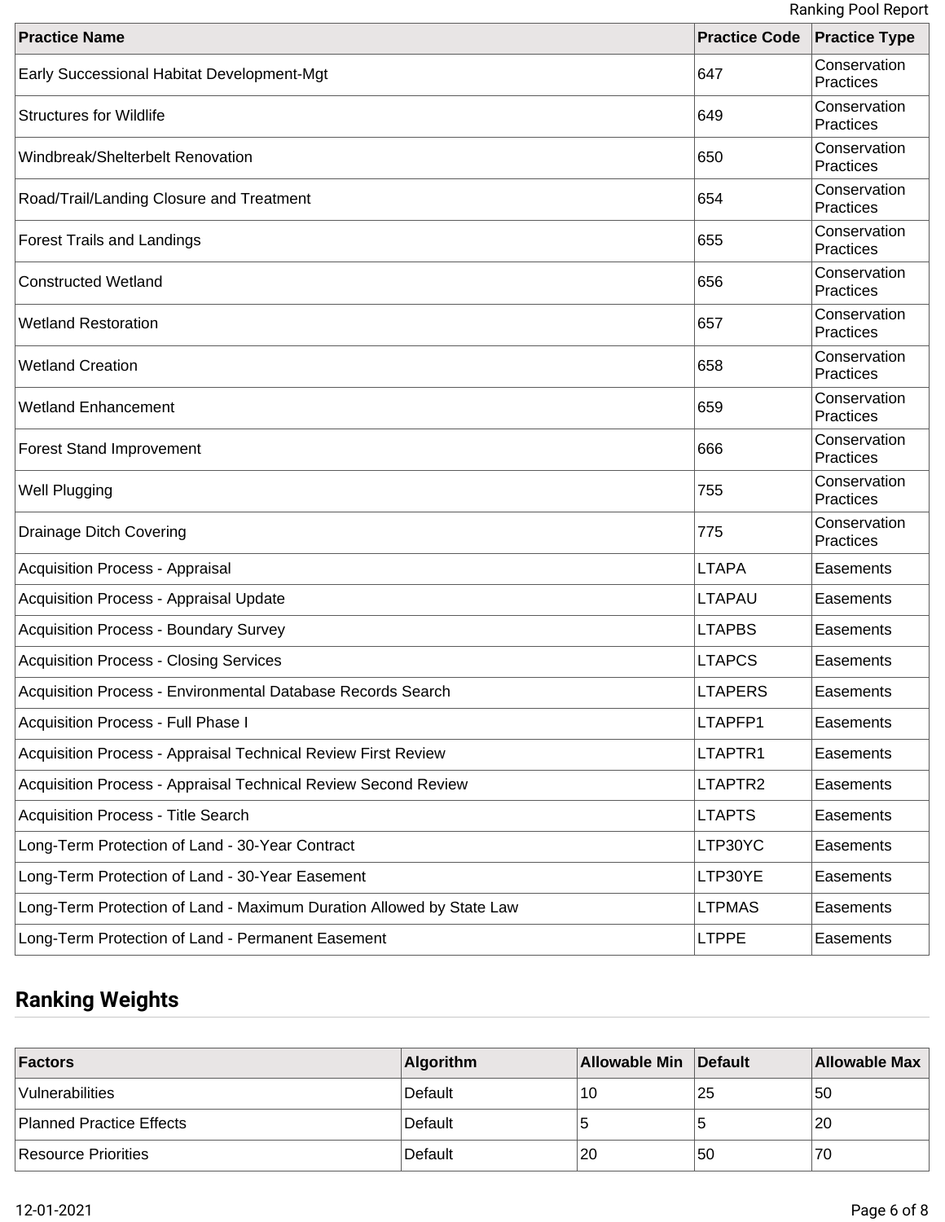| Practice Name | Practice Code | Practice Type |
|---|---|---|
| Early Successional Habitat Development-Mgt | 647 | Conservation Practices |
| Structures for Wildlife | 649 | Conservation Practices |
| Windbreak/Shelterbelt Renovation | 650 | Conservation Practices |
| Road/Trail/Landing Closure and Treatment | 654 | Conservation Practices |
| Forest Trails and Landings | 655 | Conservation Practices |
| Constructed Wetland | 656 | Conservation Practices |
| Wetland Restoration | 657 | Conservation Practices |
| Wetland Creation | 658 | Conservation Practices |
| Wetland Enhancement | 659 | Conservation Practices |
| Forest Stand Improvement | 666 | Conservation Practices |
| Well Plugging | 755 | Conservation Practices |
| Drainage Ditch Covering | 775 | Conservation Practices |
| Acquisition Process - Appraisal | LTAPA | Easements |
| Acquisition Process - Appraisal Update | LTAPAU | Easements |
| Acquisition Process - Boundary Survey | LTAPBS | Easements |
| Acquisition Process - Closing Services | LTAPCS | Easements |
| Acquisition Process - Environmental Database Records Search | LTAPERS | Easements |
| Acquisition Process - Full Phase I | LTAPFP1 | Easements |
| Acquisition Process - Appraisal Technical Review First Review | LTAPTR1 | Easements |
| Acquisition Process - Appraisal Technical Review Second Review | LTAPTR2 | Easements |
| Acquisition Process - Title Search | LTAPTS | Easements |
| Long-Term Protection of Land - 30-Year Contract | LTP30YC | Easements |
| Long-Term Protection of Land - 30-Year Easement | LTP30YE | Easements |
| Long-Term Protection of Land - Maximum Duration Allowed by State Law | LTPMAS | Easements |
| Long-Term Protection of Land - Permanent Easement | LTPPE | Easements |

## Ranking Weights

| Factors | Algorithm | Allowable Min | Default | Allowable Max |
|---|---|---|---|---|
| Vulnerabilities | Default | 10 | 25 | 50 |
| Planned Practice Effects | Default | 5 | 5 | 20 |
| Resource Priorities | Default | 20 | 50 | 70 |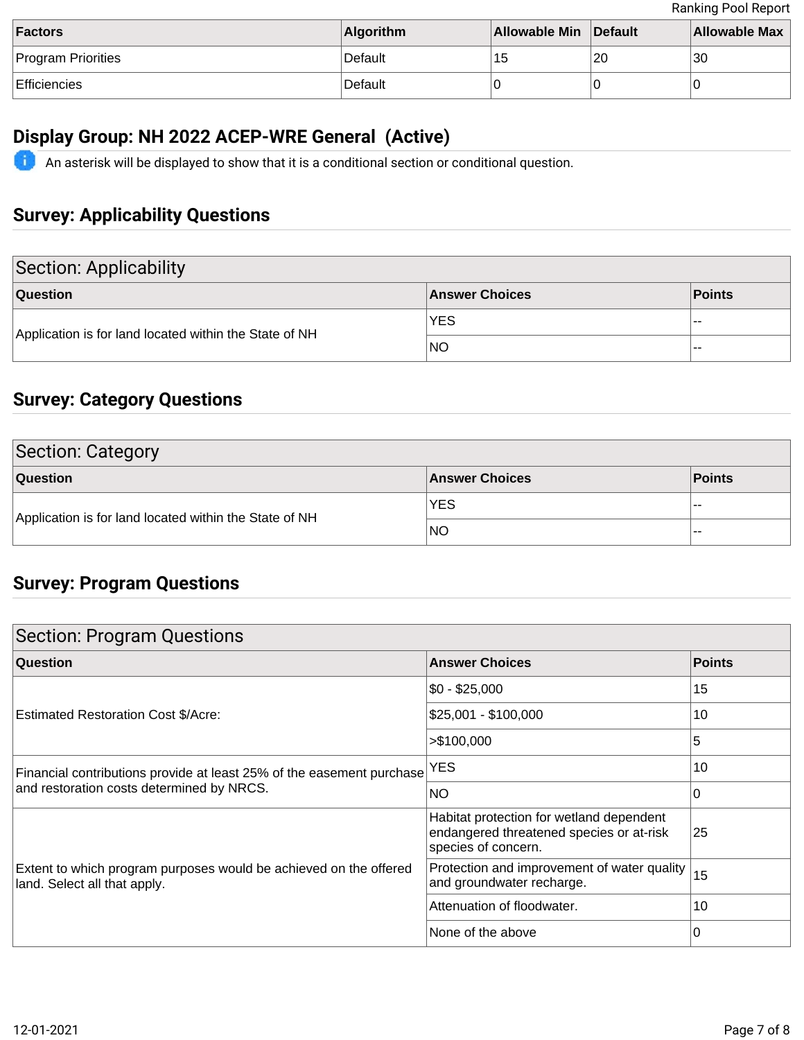| Factors | Algorithm | Allowable Min | Default | Allowable Max |
|---|---|---|---|---|
| Program Priorities | Default | 15 | 20 | 30 |
| Efficiencies | Default | 0 | 0 | 0 |

## Display Group: NH 2022 ACEP-WRE General (Active)

An asterisk will be displayed to show that it is a conditional section or conditional question.

## Survey: Applicability Questions

| Section: Applicability | | |
|---|---|---|
| **Question** | **Answer Choices** | **Points** |
| Application is for land located within the State of NH | YES | -- |
| | NO | -- |

## Survey: Category Questions

| Section: Category | | |
|---|---|---|
| **Question** | **Answer Choices** | **Points** |
| Application is for land located within the State of NH | YES | -- |
| | NO | -- |

## Survey: Program Questions

| Section: Program Questions | | |
|---|---|---|
| **Question** | **Answer Choices** | **Points** |
| Estimated Restoration Cost $/Acre: | $0 - $25,000 | 15 |
| | $25,001 - $100,000 | 10 |
| | >$100,000 | 5 |
| Financial contributions provide at least 25% of the easement purchase and restoration costs determined by NRCS. | YES | 10 |
| | NO | 0 |
| Extent to which program purposes would be achieved on the offered land. Select all that apply. | Habitat protection for wetland dependent endangered threatened species or at-risk species of concern. | 25 |
| | Protection and improvement of water quality and groundwater recharge. | 15 |
| | Attenuation of floodwater. | 10 |
| | None of the above | 0 |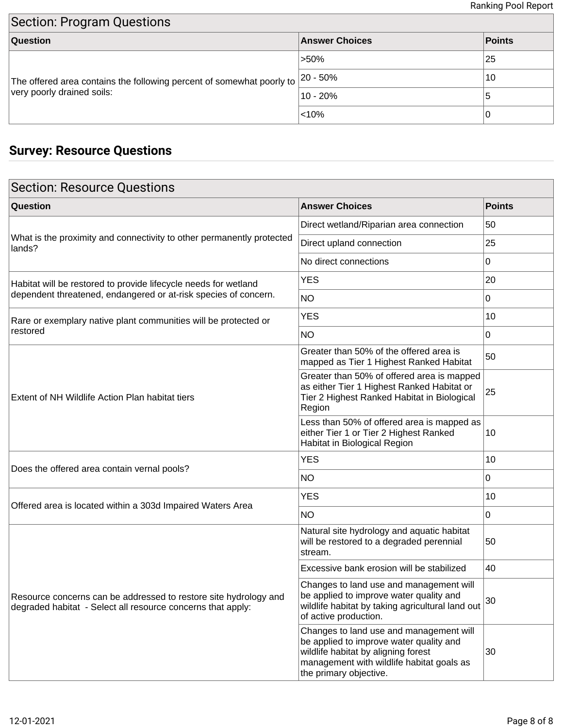| Section: Program Questions | | |
|---|---|---|
| **Question** | **Answer Choices** | **Points** |
| The offered area contains the following percent of somewhat poorly to very poorly drained soils: | >50% | 25 |
| | 20 - 50% | 10 |
| | 10 - 20% | 5 |
| | <10% | 0 |

## Survey: Resource Questions

| Section: Resource Questions | | |
|---|---|---|
| **Question** | **Answer Choices** | **Points** |
| What is the proximity and connectivity to other permanently protected lands? | Direct wetland/Riparian area connection | 50 |
| | Direct upland connection | 25 |
| | No direct connections | 0 |
| Habitat will be restored to provide lifecycle needs for wetland dependent threatened, endangered or at-risk species of concern. | YES | 20 |
| | NO | 0 |
| Rare or exemplary native plant communities will be protected or restored | YES | 10 |
| | NO | 0 |
| Extent of NH Wildlife Action Plan habitat tiers | Greater than 50% of the offered area is mapped as Tier 1 Highest Ranked Habitat | 50 |
| | Greater than 50% of offered area is mapped as either Tier 1 Highest Ranked Habitat or Tier 2 Highest Ranked Habitat in Biological Region | 25 |
| | Less than 50% of offered area is mapped as either Tier 1 or Tier 2 Highest Ranked Habitat in Biological Region | 10 |
| Does the offered area contain vernal pools? | YES | 10 |
| | NO | 0 |
| Offered area is located within a 303d Impaired Waters Area | YES | 10 |
| | NO | 0 |
| Resource concerns can be addressed to restore site hydrology and degraded habitat - Select all resource concerns that apply: | Natural site hydrology and aquatic habitat will be restored to a degraded perennial stream. | 50 |
| | Excessive bank erosion will be stabilized | 40 |
| | Changes to land use and management will be applied to improve water quality and wildlife habitat by taking agricultural land out of active production. | 30 |
| | Changes to land use and management will be applied to improve water quality and wildlife habitat by aligning forest management with wildlife habitat goals as the primary objective. | 30 |